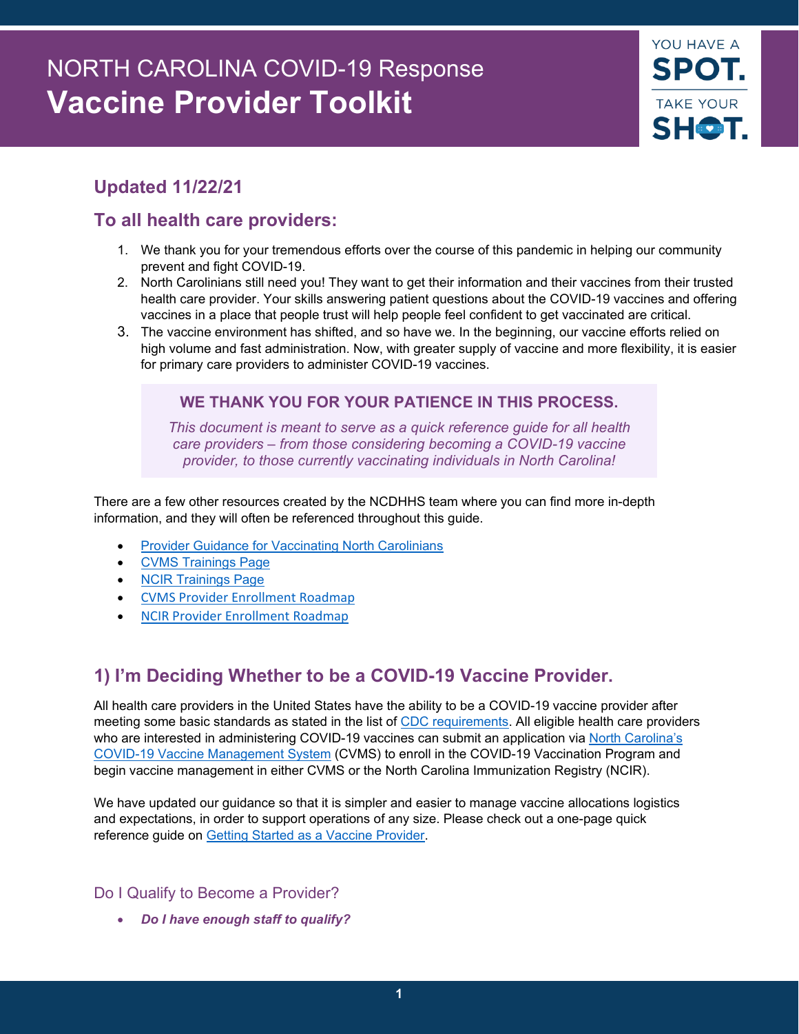# NORTH CAROLINA COVID-19 Response
# Vaccine Provider Toolkit

YOU HAVE A **SPOT.** TAKE YOUR **SHOT.**

## Updated 11/22/21

## To all health care providers:

1. We thank you for your tremendous efforts over the course of this pandemic in helping our community prevent and fight COVID-19.
2. North Carolinians still need you! They want to get their information and their vaccines from their trusted health care provider. Your skills answering patient questions about the COVID-19 vaccines and offering vaccines in a place that people trust will help people feel confident to get vaccinated are critical.
3. The vaccine environment has shifted, and so have we. In the beginning, our vaccine efforts relied on high volume and fast administration. Now, with greater supply of vaccine and more flexibility, it is easier for primary care providers to administer COVID-19 vaccines.

**WE THANK YOU FOR YOUR PATIENCE IN THIS PROCESS.**

*This document is meant to serve as a quick reference guide for all health care providers – from those considering becoming a COVID-19 vaccine provider, to those currently vaccinating individuals in North Carolina!*

There are a few other resources created by the NCDHHS team where you can find more in-depth information, and they will often be referenced throughout this guide.

- Provider Guidance for Vaccinating North Carolinians
- CVMS Trainings Page
- NCIR Trainings Page
- CVMS Provider Enrollment Roadmap
- NCIR Provider Enrollment Roadmap

## 1) I'm Deciding Whether to be a COVID-19 Vaccine Provider.

All health care providers in the United States have the ability to be a COVID-19 vaccine provider after meeting some basic standards as stated in the list of CDC requirements. All eligible health care providers who are interested in administering COVID-19 vaccines can submit an application via North Carolina's COVID-19 Vaccine Management System (CVMS) to enroll in the COVID-19 Vaccination Program and begin vaccine management in either CVMS or the North Carolina Immunization Registry (NCIR).

We have updated our guidance so that it is simpler and easier to manage vaccine allocations logistics and expectations, in order to support operations of any size. Please check out a one-page quick reference guide on Getting Started as a Vaccine Provider.

### Do I Qualify to Become a Provider?

- ***Do I have enough staff to qualify?***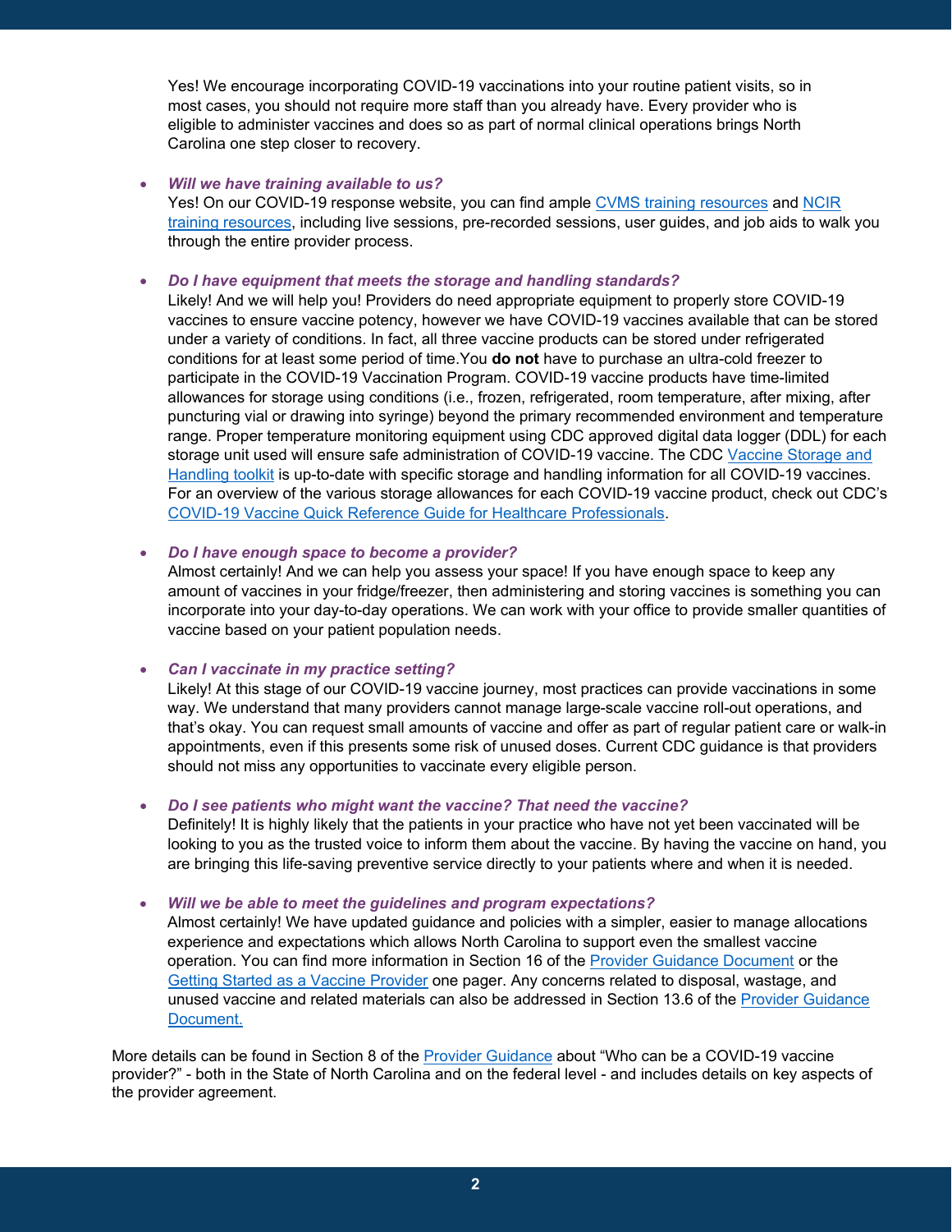Yes! We encourage incorporating COVID-19 vaccinations into your routine patient visits, so in most cases, you should not require more staff than you already have. Every provider who is eligible to administer vaccines and does so as part of normal clinical operations brings North Carolina one step closer to recovery.

- ***Will we have training available to us?***
  Yes! On our COVID-19 response website, you can find ample [CVMS training resources] and [NCIR training resources], including live sessions, pre-recorded sessions, user guides, and job aids to walk you through the entire provider process.

- ***Do I have equipment that meets the storage and handling standards?***
  Likely! And we will help you! Providers do need appropriate equipment to properly store COVID-19 vaccines to ensure vaccine potency, however we have COVID-19 vaccines available that can be stored under a variety of conditions. In fact, all three vaccine products can be stored under refrigerated conditions for at least some period of time.You **do not** have to purchase an ultra-cold freezer to participate in the COVID-19 Vaccination Program. COVID-19 vaccine products have time-limited allowances for storage using conditions (i.e., frozen, refrigerated, room temperature, after mixing, after puncturing vial or drawing into syringe) beyond the primary recommended environment and temperature range. Proper temperature monitoring equipment using CDC approved digital data logger (DDL) for each storage unit used will ensure safe administration of COVID-19 vaccine. The CDC [Vaccine Storage and Handling toolkit] is up-to-date with specific storage and handling information for all COVID-19 vaccines. For an overview of the various storage allowances for each COVID-19 vaccine product, check out CDC's [COVID-19 Vaccine Quick Reference Guide for Healthcare Professionals].

- ***Do I have enough space to become a provider?***
  Almost certainly! And we can help you assess your space! If you have enough space to keep any amount of vaccines in your fridge/freezer, then administering and storing vaccines is something you can incorporate into your day-to-day operations. We can work with your office to provide smaller quantities of vaccine based on your patient population needs.

- ***Can I vaccinate in my practice setting?***
  Likely! At this stage of our COVID-19 vaccine journey, most practices can provide vaccinations in some way. We understand that many providers cannot manage large-scale vaccine roll-out operations, and that's okay. You can request small amounts of vaccine and offer as part of regular patient care or walk-in appointments, even if this presents some risk of unused doses. Current CDC guidance is that providers should not miss any opportunities to vaccinate every eligible person.

- ***Do I see patients who might want the vaccine? That need the vaccine?***
  Definitely! It is highly likely that the patients in your practice who have not yet been vaccinated will be looking to you as the trusted voice to inform them about the vaccine. By having the vaccine on hand, you are bringing this life-saving preventive service directly to your patients where and when it is needed.

- ***Will we be able to meet the guidelines and program expectations?***
  Almost certainly! We have updated guidance and policies with a simpler, easier to manage allocations experience and expectations which allows North Carolina to support even the smallest vaccine operation. You can find more information in Section 16 of the [Provider Guidance Document] or the [Getting Started as a Vaccine Provider] one pager. Any concerns related to disposal, wastage, and unused vaccine and related materials can also be addressed in Section 13.6 of the [Provider Guidance Document.]

More details can be found in Section 8 of the [Provider Guidance] about "Who can be a COVID-19 vaccine provider?" - both in the State of North Carolina and on the federal level - and includes details on key aspects of the provider agreement.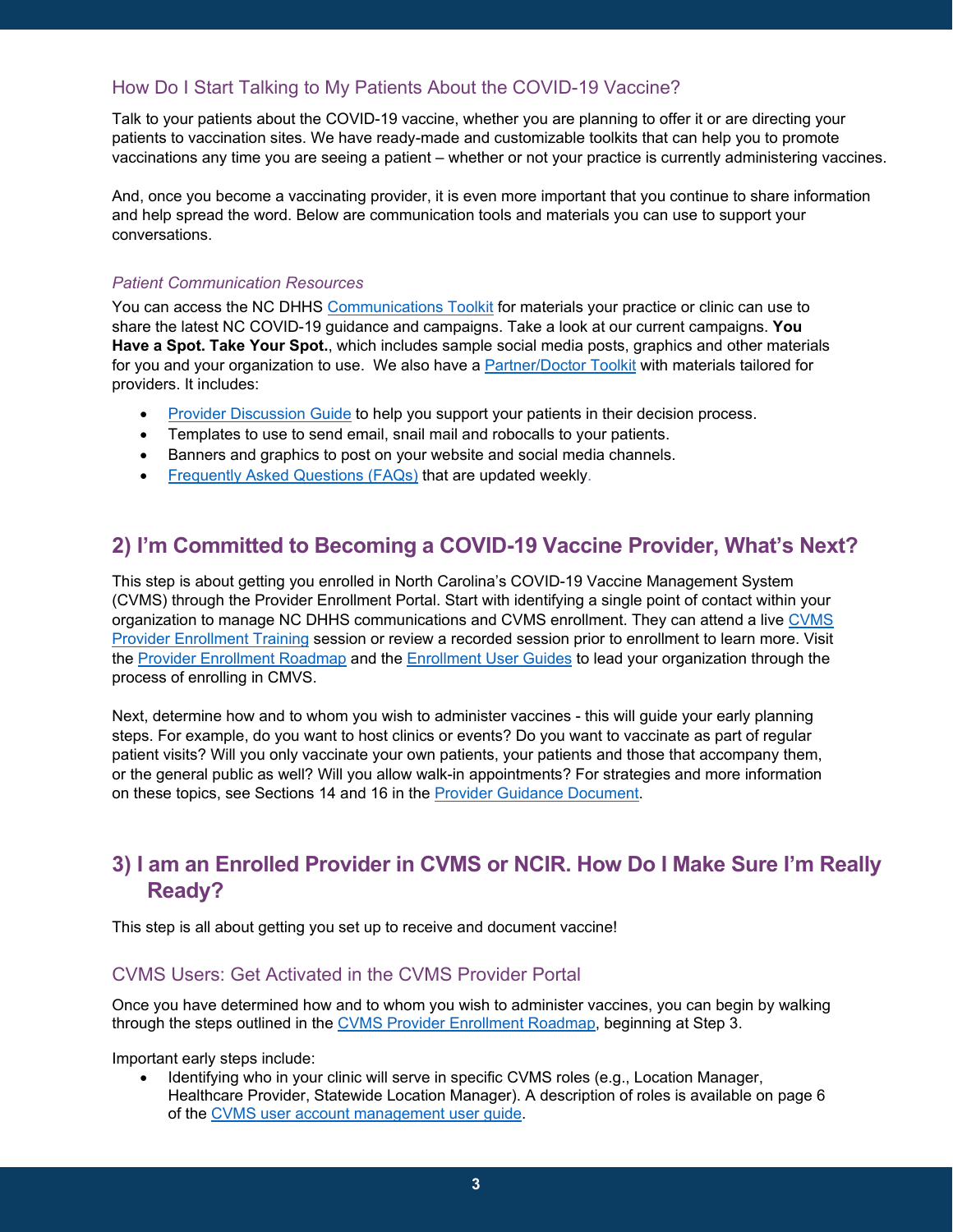### How Do I Start Talking to My Patients About the COVID-19 Vaccine?

Talk to your patients about the COVID-19 vaccine, whether you are planning to offer it or are directing your patients to vaccination sites. We have ready-made and customizable toolkits that can help you to promote vaccinations any time you are seeing a patient – whether or not your practice is currently administering vaccines.

And, once you become a vaccinating provider, it is even more important that you continue to share information and help spread the word. Below are communication tools and materials you can use to support your conversations.

#### *Patient Communication Resources*

You can access the NC DHHS Communications Toolkit for materials your practice or clinic can use to share the latest NC COVID-19 guidance and campaigns. Take a look at our current campaigns. **You Have a Spot. Take Your Spot.**, which includes sample social media posts, graphics and other materials for you and your organization to use. We also have a Partner/Doctor Toolkit with materials tailored for providers. It includes:

- Provider Discussion Guide to help you support your patients in their decision process.
- Templates to use to send email, snail mail and robocalls to your patients.
- Banners and graphics to post on your website and social media channels.
- Frequently Asked Questions (FAQs) that are updated weekly.

## 2) I'm Committed to Becoming a COVID-19 Vaccine Provider, What's Next?

This step is about getting you enrolled in North Carolina's COVID-19 Vaccine Management System (CVMS) through the Provider Enrollment Portal. Start with identifying a single point of contact within your organization to manage NC DHHS communications and CVMS enrollment. They can attend a live CVMS Provider Enrollment Training session or review a recorded session prior to enrollment to learn more. Visit the Provider Enrollment Roadmap and the Enrollment User Guides to lead your organization through the process of enrolling in CMVS.

Next, determine how and to whom you wish to administer vaccines - this will guide your early planning steps. For example, do you want to host clinics or events? Do you want to vaccinate as part of regular patient visits? Will you only vaccinate your own patients, your patients and those that accompany them, or the general public as well? Will you allow walk-in appointments? For strategies and more information on these topics, see Sections 14 and 16 in the Provider Guidance Document.

## 3) I am an Enrolled Provider in CVMS or NCIR. How Do I Make Sure I'm Really Ready?

This step is all about getting you set up to receive and document vaccine!

### CVMS Users: Get Activated in the CVMS Provider Portal

Once you have determined how and to whom you wish to administer vaccines, you can begin by walking through the steps outlined in the CVMS Provider Enrollment Roadmap, beginning at Step 3.

Important early steps include:

- Identifying who in your clinic will serve in specific CVMS roles (e.g., Location Manager, Healthcare Provider, Statewide Location Manager). A description of roles is available on page 6 of the CVMS user account management user guide.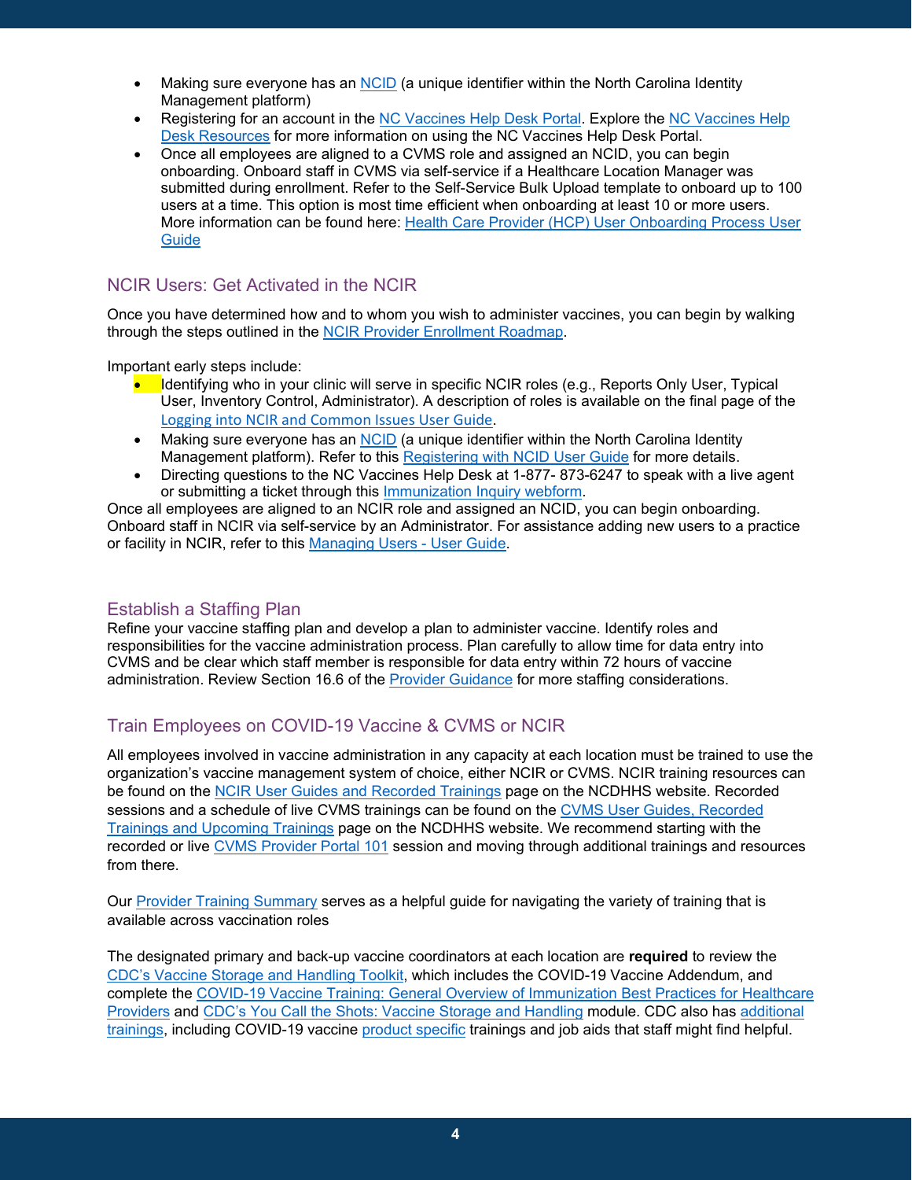- Making sure everyone has an NCID (a unique identifier within the North Carolina Identity Management platform)
- Registering for an account in the NC Vaccines Help Desk Portal. Explore the NC Vaccines Help Desk Resources for more information on using the NC Vaccines Help Desk Portal.
- Once all employees are aligned to a CVMS role and assigned an NCID, you can begin onboarding. Onboard staff in CVMS via self-service if a Healthcare Location Manager was submitted during enrollment. Refer to the Self-Service Bulk Upload template to onboard up to 100 users at a time. This option is most time efficient when onboarding at least 10 or more users. More information can be found here: Health Care Provider (HCP) User Onboarding Process User Guide

## NCIR Users: Get Activated in the NCIR

Once you have determined how and to whom you wish to administer vaccines, you can begin by walking through the steps outlined in the NCIR Provider Enrollment Roadmap.

Important early steps include:

- Identifying who in your clinic will serve in specific NCIR roles (e.g., Reports Only User, Typical User, Inventory Control, Administrator). A description of roles is available on the final page of the Logging into NCIR and Common Issues User Guide.
- Making sure everyone has an NCID (a unique identifier within the North Carolina Identity Management platform). Refer to this Registering with NCID User Guide for more details.
- Directing questions to the NC Vaccines Help Desk at 1-877- 873-6247 to speak with a live agent or submitting a ticket through this Immunization Inquiry webform.

Once all employees are aligned to an NCIR role and assigned an NCID, you can begin onboarding. Onboard staff in NCIR via self-service by an Administrator. For assistance adding new users to a practice or facility in NCIR, refer to this Managing Users - User Guide.

## Establish a Staffing Plan

Refine your vaccine staffing plan and develop a plan to administer vaccine. Identify roles and responsibilities for the vaccine administration process. Plan carefully to allow time for data entry into CVMS and be clear which staff member is responsible for data entry within 72 hours of vaccine administration. Review Section 16.6 of the Provider Guidance for more staffing considerations.

## Train Employees on COVID-19 Vaccine & CVMS or NCIR

All employees involved in vaccine administration in any capacity at each location must be trained to use the organization's vaccine management system of choice, either NCIR or CVMS. NCIR training resources can be found on the NCIR User Guides and Recorded Trainings page on the NCDHHS website. Recorded sessions and a schedule of live CVMS trainings can be found on the CVMS User Guides, Recorded Trainings and Upcoming Trainings page on the NCDHHS website. We recommend starting with the recorded or live CVMS Provider Portal 101 session and moving through additional trainings and resources from there.

Our Provider Training Summary serves as a helpful guide for navigating the variety of training that is available across vaccination roles

The designated primary and back-up vaccine coordinators at each location are **required** to review the CDC's Vaccine Storage and Handling Toolkit, which includes the COVID-19 Vaccine Addendum, and complete the COVID-19 Vaccine Training: General Overview of Immunization Best Practices for Healthcare Providers and CDC's You Call the Shots: Vaccine Storage and Handling module. CDC also has additional trainings, including COVID-19 vaccine product specific trainings and job aids that staff might find helpful.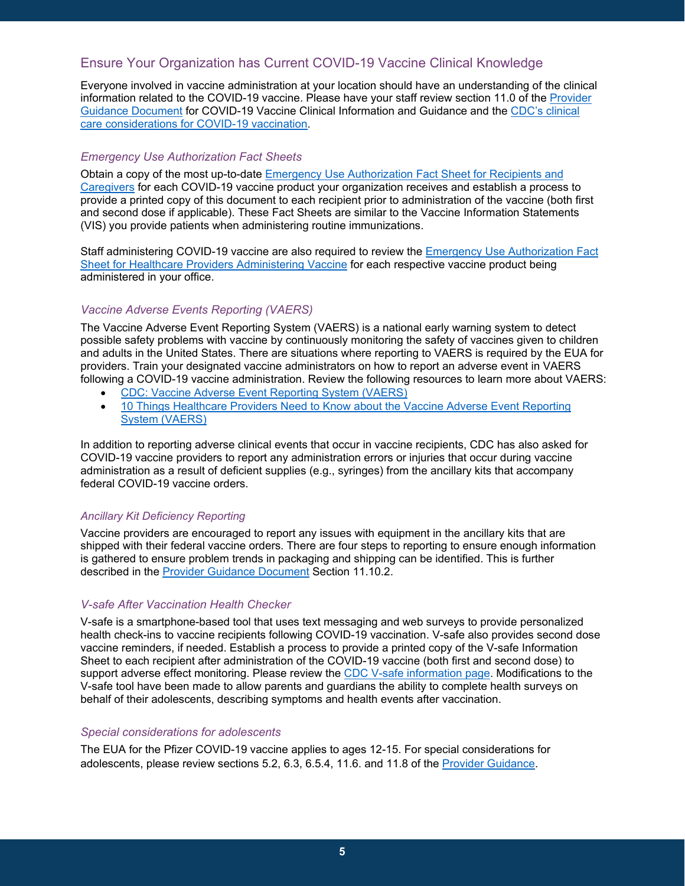## Ensure Your Organization has Current COVID-19 Vaccine Clinical Knowledge

Everyone involved in vaccine administration at your location should have an understanding of the clinical information related to the COVID-19 vaccine. Please have your staff review section 11.0 of the Provider Guidance Document for COVID-19 Vaccine Clinical Information and Guidance and the CDC's clinical care considerations for COVID-19 vaccination.

### *Emergency Use Authorization Fact Sheets*

Obtain a copy of the most up-to-date Emergency Use Authorization Fact Sheet for Recipients and Caregivers for each COVID-19 vaccine product your organization receives and establish a process to provide a printed copy of this document to each recipient prior to administration of the vaccine (both first and second dose if applicable). These Fact Sheets are similar to the Vaccine Information Statements (VIS) you provide patients when administering routine immunizations.

Staff administering COVID-19 vaccine are also required to review the Emergency Use Authorization Fact Sheet for Healthcare Providers Administering Vaccine for each respective vaccine product being administered in your office.

### *Vaccine Adverse Events Reporting (VAERS)*

The Vaccine Adverse Event Reporting System (VAERS) is a national early warning system to detect possible safety problems with vaccine by continuously monitoring the safety of vaccines given to children and adults in the United States. There are situations where reporting to VAERS is required by the EUA for providers. Train your designated vaccine administrators on how to report an adverse event in VAERS following a COVID-19 vaccine administration. Review the following resources to learn more about VAERS:

- CDC: Vaccine Adverse Event Reporting System (VAERS)
- 10 Things Healthcare Providers Need to Know about the Vaccine Adverse Event Reporting System (VAERS)

In addition to reporting adverse clinical events that occur in vaccine recipients, CDC has also asked for COVID-19 vaccine providers to report any administration errors or injuries that occur during vaccine administration as a result of deficient supplies (e.g., syringes) from the ancillary kits that accompany federal COVID-19 vaccine orders.

### *Ancillary Kit Deficiency Reporting*

Vaccine providers are encouraged to report any issues with equipment in the ancillary kits that are shipped with their federal vaccine orders. There are four steps to reporting to ensure enough information is gathered to ensure problem trends in packaging and shipping can be identified. This is further described in the Provider Guidance Document Section 11.10.2.

### *V-safe After Vaccination Health Checker*

V-safe is a smartphone-based tool that uses text messaging and web surveys to provide personalized health check-ins to vaccine recipients following COVID-19 vaccination. V-safe also provides second dose vaccine reminders, if needed. Establish a process to provide a printed copy of the V-safe Information Sheet to each recipient after administration of the COVID-19 vaccine (both first and second dose) to support adverse effect monitoring. Please review the CDC V-safe information page. Modifications to the V-safe tool have been made to allow parents and guardians the ability to complete health surveys on behalf of their adolescents, describing symptoms and health events after vaccination.

### *Special considerations for adolescents*

The EUA for the Pfizer COVID-19 vaccine applies to ages 12-15. For special considerations for adolescents, please review sections 5.2, 6.3, 6.5.4, 11.6. and 11.8 of the Provider Guidance.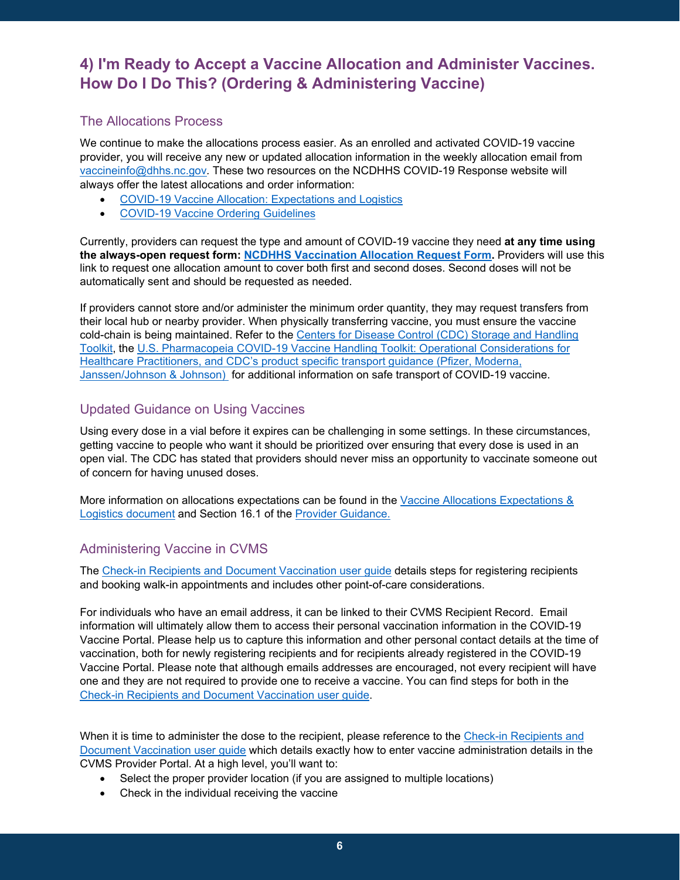## 4) I'm Ready to Accept a Vaccine Allocation and Administer Vaccines. How Do I Do This? (Ordering & Administering Vaccine)

### The Allocations Process

We continue to make the allocations process easier. As an enrolled and activated COVID-19 vaccine provider, you will receive any new or updated allocation information in the weekly allocation email from vaccineinfo@dhhs.nc.gov. These two resources on the NCDHHS COVID-19 Response website will always offer the latest allocations and order information:

- COVID-19 Vaccine Allocation: Expectations and Logistics
- COVID-19 Vaccine Ordering Guidelines

Currently, providers can request the type and amount of COVID-19 vaccine they need **at any time using the always-open request form: NCDHHS Vaccination Allocation Request Form.** Providers will use this link to request one allocation amount to cover both first and second doses. Second doses will not be automatically sent and should be requested as needed.

If providers cannot store and/or administer the minimum order quantity, they may request transfers from their local hub or nearby provider. When physically transferring vaccine, you must ensure the vaccine cold-chain is being maintained. Refer to the Centers for Disease Control (CDC) Storage and Handling Toolkit, the U.S. Pharmacopeia COVID-19 Vaccine Handling Toolkit: Operational Considerations for Healthcare Practitioners, and CDC's product specific transport guidance (Pfizer, Moderna, Janssen/Johnson & Johnson) for additional information on safe transport of COVID-19 vaccine.

### Updated Guidance on Using Vaccines

Using every dose in a vial before it expires can be challenging in some settings. In these circumstances, getting vaccine to people who want it should be prioritized over ensuring that every dose is used in an open vial. The CDC has stated that providers should never miss an opportunity to vaccinate someone out of concern for having unused doses.

More information on allocations expectations can be found in the Vaccine Allocations Expectations & Logistics document and Section 16.1 of the Provider Guidance.

### Administering Vaccine in CVMS

The Check-in Recipients and Document Vaccination user guide details steps for registering recipients and booking walk-in appointments and includes other point-of-care considerations.

For individuals who have an email address, it can be linked to their CVMS Recipient Record. Email information will ultimately allow them to access their personal vaccination information in the COVID-19 Vaccine Portal. Please help us to capture this information and other personal contact details at the time of vaccination, both for newly registering recipients and for recipients already registered in the COVID-19 Vaccine Portal. Please note that although emails addresses are encouraged, not every recipient will have one and they are not required to provide one to receive a vaccine. You can find steps for both in the Check-in Recipients and Document Vaccination user guide.

When it is time to administer the dose to the recipient, please reference to the Check-in Recipients and Document Vaccination user guide which details exactly how to enter vaccine administration details in the CVMS Provider Portal. At a high level, you'll want to:

- Select the proper provider location (if you are assigned to multiple locations)
- Check in the individual receiving the vaccine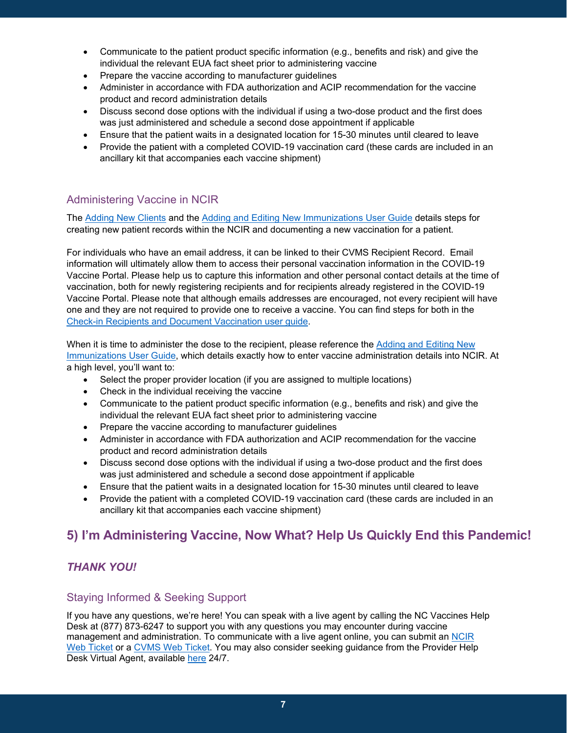- Communicate to the patient product specific information (e.g., benefits and risk) and give the individual the relevant EUA fact sheet prior to administering vaccine
- Prepare the vaccine according to manufacturer guidelines
- Administer in accordance with FDA authorization and ACIP recommendation for the vaccine product and record administration details
- Discuss second dose options with the individual if using a two-dose product and the first does was just administered and schedule a second dose appointment if applicable
- Ensure that the patient waits in a designated location for 15-30 minutes until cleared to leave
- Provide the patient with a completed COVID-19 vaccination card (these cards are included in an ancillary kit that accompanies each vaccine shipment)

### Administering Vaccine in NCIR

The Adding New Clients and the Adding and Editing New Immunizations User Guide details steps for creating new patient records within the NCIR and documenting a new vaccination for a patient.

For individuals who have an email address, it can be linked to their CVMS Recipient Record. Email information will ultimately allow them to access their personal vaccination information in the COVID-19 Vaccine Portal. Please help us to capture this information and other personal contact details at the time of vaccination, both for newly registering recipients and for recipients already registered in the COVID-19 Vaccine Portal. Please note that although emails addresses are encouraged, not every recipient will have one and they are not required to provide one to receive a vaccine. You can find steps for both in the Check-in Recipients and Document Vaccination user guide.

When it is time to administer the dose to the recipient, please reference the Adding and Editing New Immunizations User Guide, which details exactly how to enter vaccine administration details into NCIR. At a high level, you'll want to:

- Select the proper provider location (if you are assigned to multiple locations)
- Check in the individual receiving the vaccine
- Communicate to the patient product specific information (e.g., benefits and risk) and give the individual the relevant EUA fact sheet prior to administering vaccine
- Prepare the vaccine according to manufacturer guidelines
- Administer in accordance with FDA authorization and ACIP recommendation for the vaccine product and record administration details
- Discuss second dose options with the individual if using a two-dose product and the first does was just administered and schedule a second dose appointment if applicable
- Ensure that the patient waits in a designated location for 15-30 minutes until cleared to leave
- Provide the patient with a completed COVID-19 vaccination card (these cards are included in an ancillary kit that accompanies each vaccine shipment)

## 5) I'm Administering Vaccine, Now What? Help Us Quickly End this Pandemic!

***THANK YOU!***

### Staying Informed & Seeking Support

If you have any questions, we're here! You can speak with a live agent by calling the NC Vaccines Help Desk at (877) 873-6247 to support you with any questions you may encounter during vaccine management and administration. To communicate with a live agent online, you can submit an NCIR Web Ticket or a CVMS Web Ticket. You may also consider seeking guidance from the Provider Help Desk Virtual Agent, available here 24/7.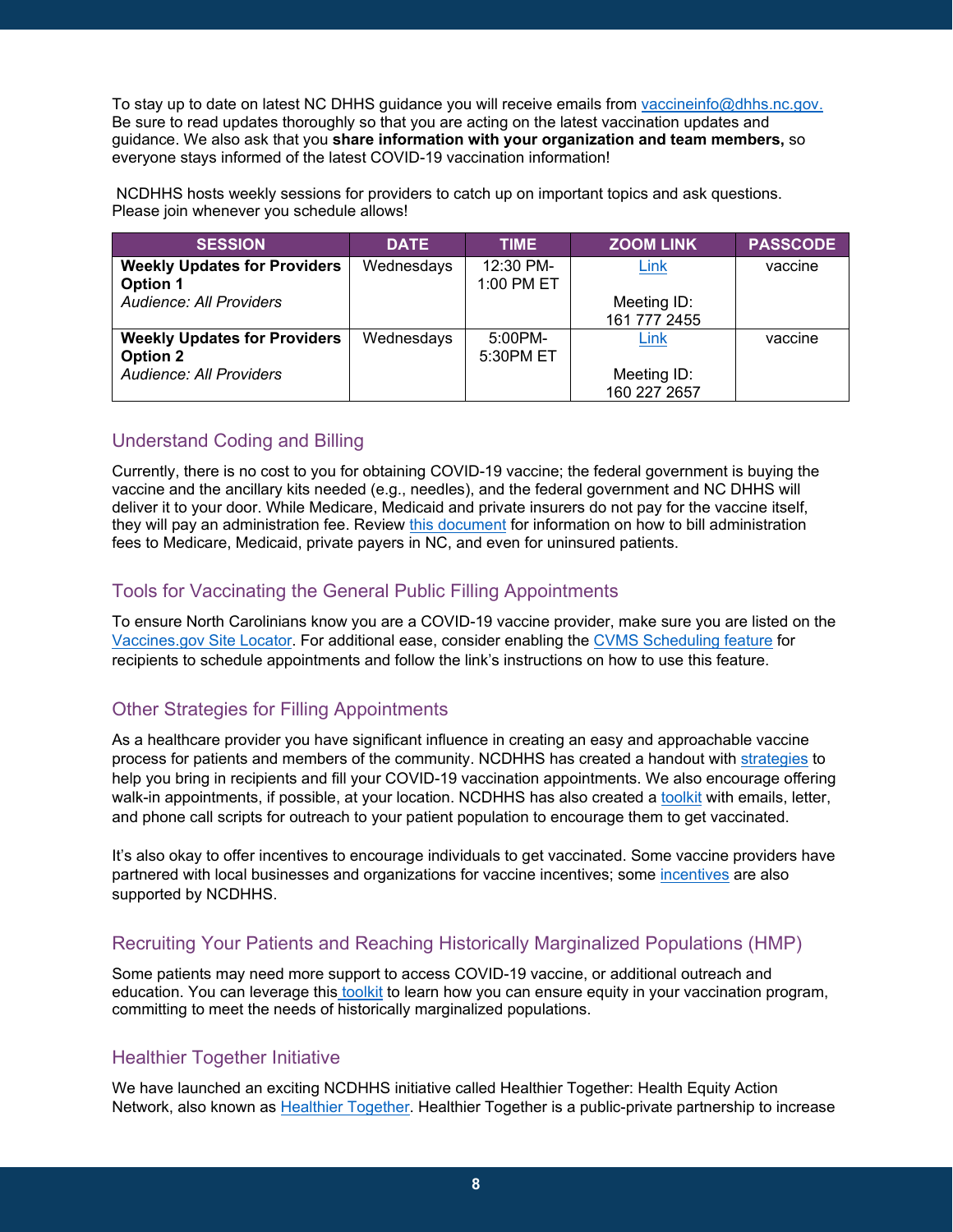To stay up to date on latest NC DHHS guidance you will receive emails from vaccineinfo@dhhs.nc.gov. Be sure to read updates thoroughly so that you are acting on the latest vaccination updates and guidance. We also ask that you **share information with your organization and team members,** so everyone stays informed of the latest COVID-19 vaccination information!

NCDHHS hosts weekly sessions for providers to catch up on important topics and ask questions. Please join whenever you schedule allows!

| SESSION | DATE | TIME | ZOOM LINK | PASSCODE |
|---|---|---|---|---|
| **Weekly Updates for Providers Option 1** *Audience: All Providers* | Wednesdays | 12:30 PM-1:00 PM ET | Link<br><br>Meeting ID: 161 777 2455 | vaccine |
| **Weekly Updates for Providers Option 2** *Audience: All Providers* | Wednesdays | 5:00PM-5:30PM ET | Link<br><br>Meeting ID: 160 227 2657 | vaccine |

## Understand Coding and Billing

Currently, there is no cost to you for obtaining COVID-19 vaccine; the federal government is buying the vaccine and the ancillary kits needed (e.g., needles), and the federal government and NC DHHS will deliver it to your door. While Medicare, Medicaid and private insurers do not pay for the vaccine itself, they will pay an administration fee. Review this document for information on how to bill administration fees to Medicare, Medicaid, private payers in NC, and even for uninsured patients.

## Tools for Vaccinating the General Public Filling Appointments

To ensure North Carolinians know you are a COVID-19 vaccine provider, make sure you are listed on the Vaccines.gov Site Locator. For additional ease, consider enabling the CVMS Scheduling feature for recipients to schedule appointments and follow the link's instructions on how to use this feature.

## Other Strategies for Filling Appointments

As a healthcare provider you have significant influence in creating an easy and approachable vaccine process for patients and members of the community. NCDHHS has created a handout with strategies to help you bring in recipients and fill your COVID-19 vaccination appointments. We also encourage offering walk-in appointments, if possible, at your location. NCDHHS has also created a toolkit with emails, letter, and phone call scripts for outreach to your patient population to encourage them to get vaccinated.

It's also okay to offer incentives to encourage individuals to get vaccinated. Some vaccine providers have partnered with local businesses and organizations for vaccine incentives; some incentives are also supported by NCDHHS.

## Recruiting Your Patients and Reaching Historically Marginalized Populations (HMP)

Some patients may need more support to access COVID-19 vaccine, or additional outreach and education. You can leverage this toolkit to learn how you can ensure equity in your vaccination program, committing to meet the needs of historically marginalized populations.

## Healthier Together Initiative

We have launched an exciting NCDHHS initiative called Healthier Together: Health Equity Action Network, also known as Healthier Together. Healthier Together is a public-private partnership to increase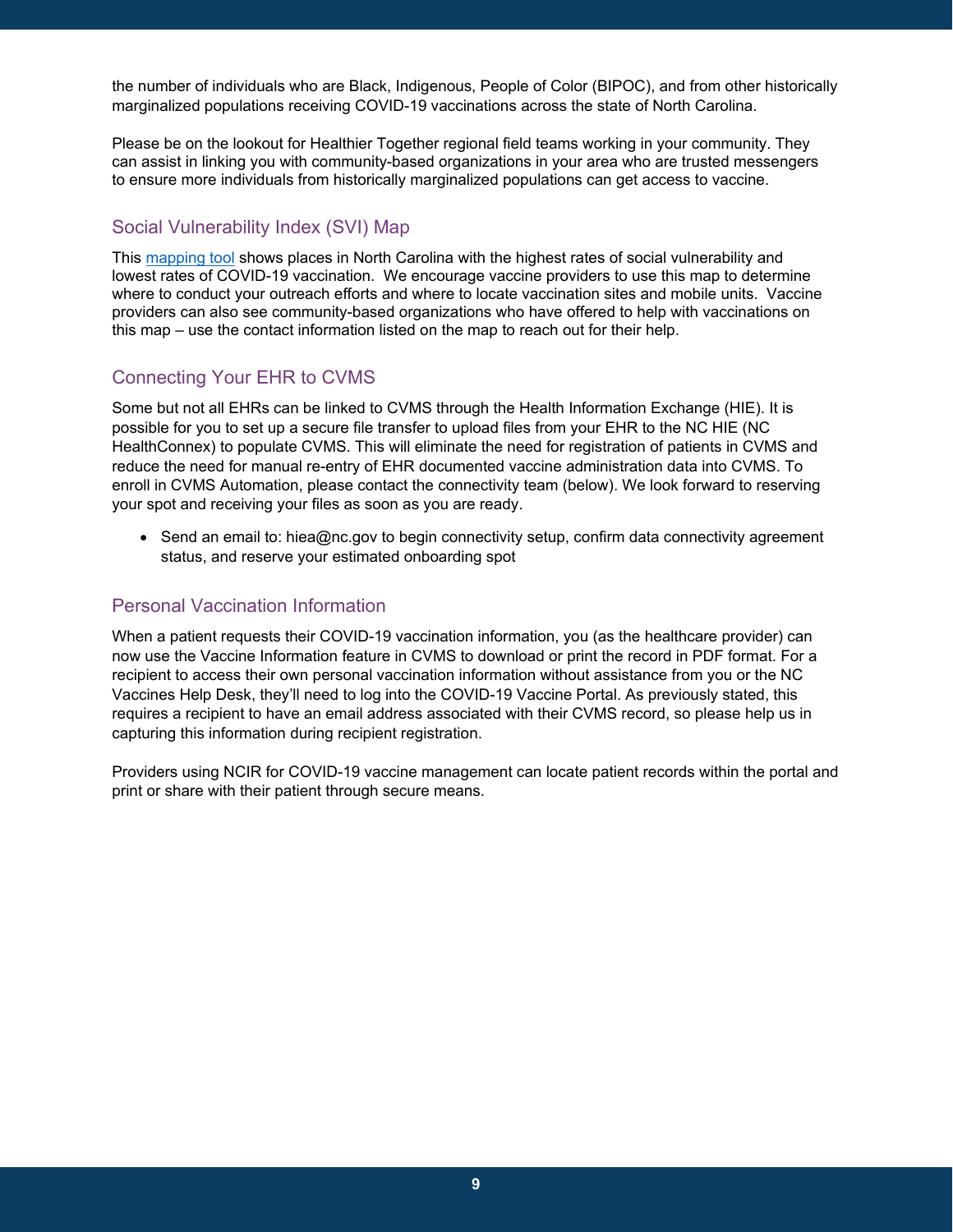the number of individuals who are Black, Indigenous, People of Color (BIPOC), and from other historically marginalized populations receiving COVID-19 vaccinations across the state of North Carolina.

Please be on the lookout for Healthier Together regional field teams working in your community. They can assist in linking you with community-based organizations in your area who are trusted messengers to ensure more individuals from historically marginalized populations can get access to vaccine.

## Social Vulnerability Index (SVI) Map

This mapping tool shows places in North Carolina with the highest rates of social vulnerability and lowest rates of COVID-19 vaccination. We encourage vaccine providers to use this map to determine where to conduct your outreach efforts and where to locate vaccination sites and mobile units. Vaccine providers can also see community-based organizations who have offered to help with vaccinations on this map – use the contact information listed on the map to reach out for their help.

## Connecting Your EHR to CVMS

Some but not all EHRs can be linked to CVMS through the Health Information Exchange (HIE). It is possible for you to set up a secure file transfer to upload files from your EHR to the NC HIE (NC HealthConnex) to populate CVMS. This will eliminate the need for registration of patients in CVMS and reduce the need for manual re-entry of EHR documented vaccine administration data into CVMS. To enroll in CVMS Automation, please contact the connectivity team (below). We look forward to reserving your spot and receiving your files as soon as you are ready.

- Send an email to: hiea@nc.gov to begin connectivity setup, confirm data connectivity agreement status, and reserve your estimated onboarding spot

## Personal Vaccination Information

When a patient requests their COVID-19 vaccination information, you (as the healthcare provider) can now use the Vaccine Information feature in CVMS to download or print the record in PDF format. For a recipient to access their own personal vaccination information without assistance from you or the NC Vaccines Help Desk, they'll need to log into the COVID-19 Vaccine Portal. As previously stated, this requires a recipient to have an email address associated with their CVMS record, so please help us in capturing this information during recipient registration.

Providers using NCIR for COVID-19 vaccine management can locate patient records within the portal and print or share with their patient through secure means.